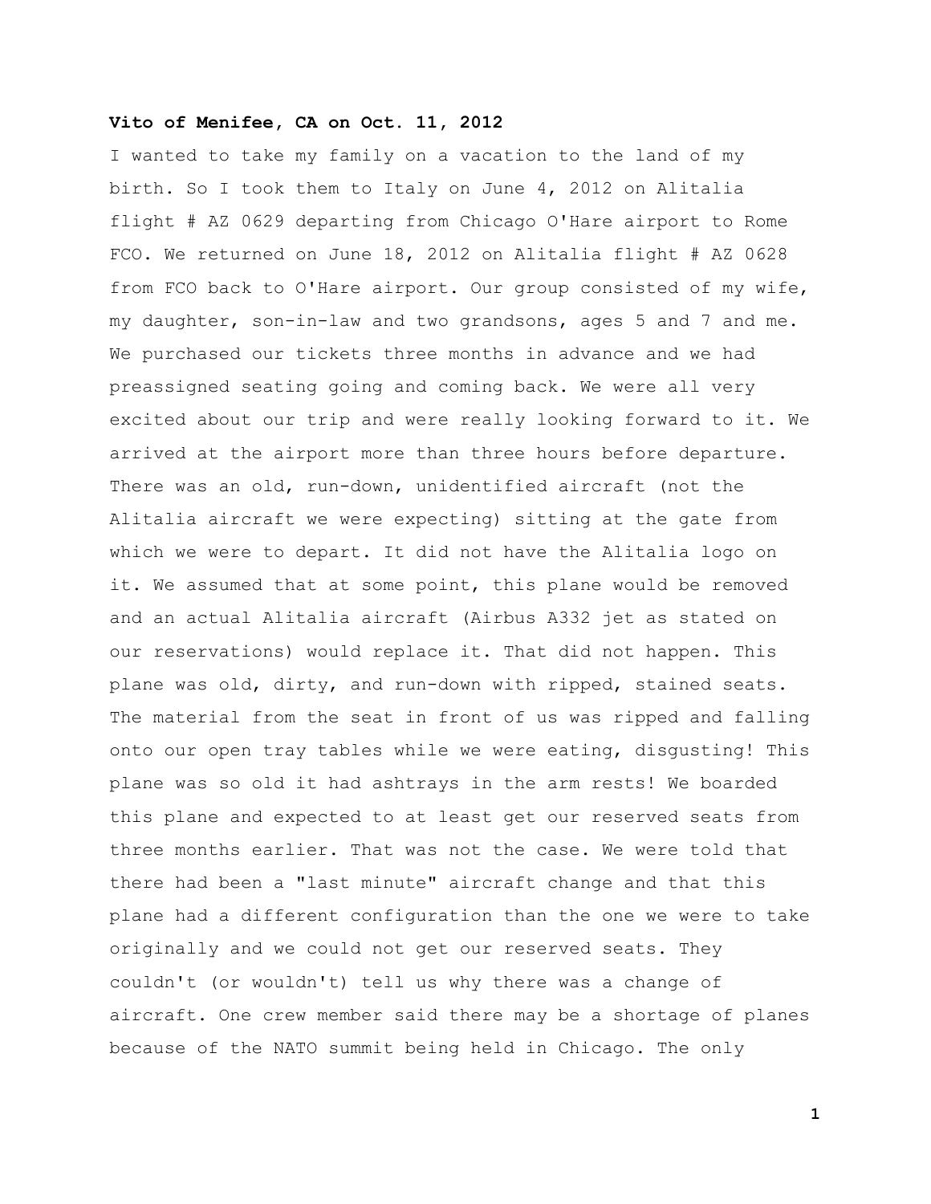**Vito of Menifee, CA on Oct. 11, 2012**

I wanted to take my family on a vacation to the land of my birth. So I took them to Italy on June 4, 2012 on Alitalia flight # AZ 0629 departing from Chicago O'Hare airport to Rome FCO. We returned on June 18, 2012 on Alitalia flight # AZ 0628 from FCO back to O'Hare airport. Our group consisted of my wife, my daughter, son-in-law and two grandsons, ages 5 and 7 and me. We purchased our tickets three months in advance and we had preassigned seating going and coming back. We were all very excited about our trip and were really looking forward to it. We arrived at the airport more than three hours before departure. There was an old, run-down, unidentified aircraft (not the Alitalia aircraft we were expecting) sitting at the gate from which we were to depart. It did not have the Alitalia logo on it. We assumed that at some point, this plane would be removed and an actual Alitalia aircraft (Airbus A332 jet as stated on our reservations) would replace it. That did not happen. This plane was old, dirty, and run-down with ripped, stained seats. The material from the seat in front of us was ripped and falling onto our open tray tables while we were eating, disgusting! This plane was so old it had ashtrays in the arm rests! We boarded this plane and expected to at least get our reserved seats from three months earlier. That was not the case. We were told that there had been a "last minute" aircraft change and that this plane had a different configuration than the one we were to take originally and we could not get our reserved seats. They couldn't (or wouldn't) tell us why there was a change of aircraft. One crew member said there may be a shortage of planes because of the NATO summit being held in Chicago. The only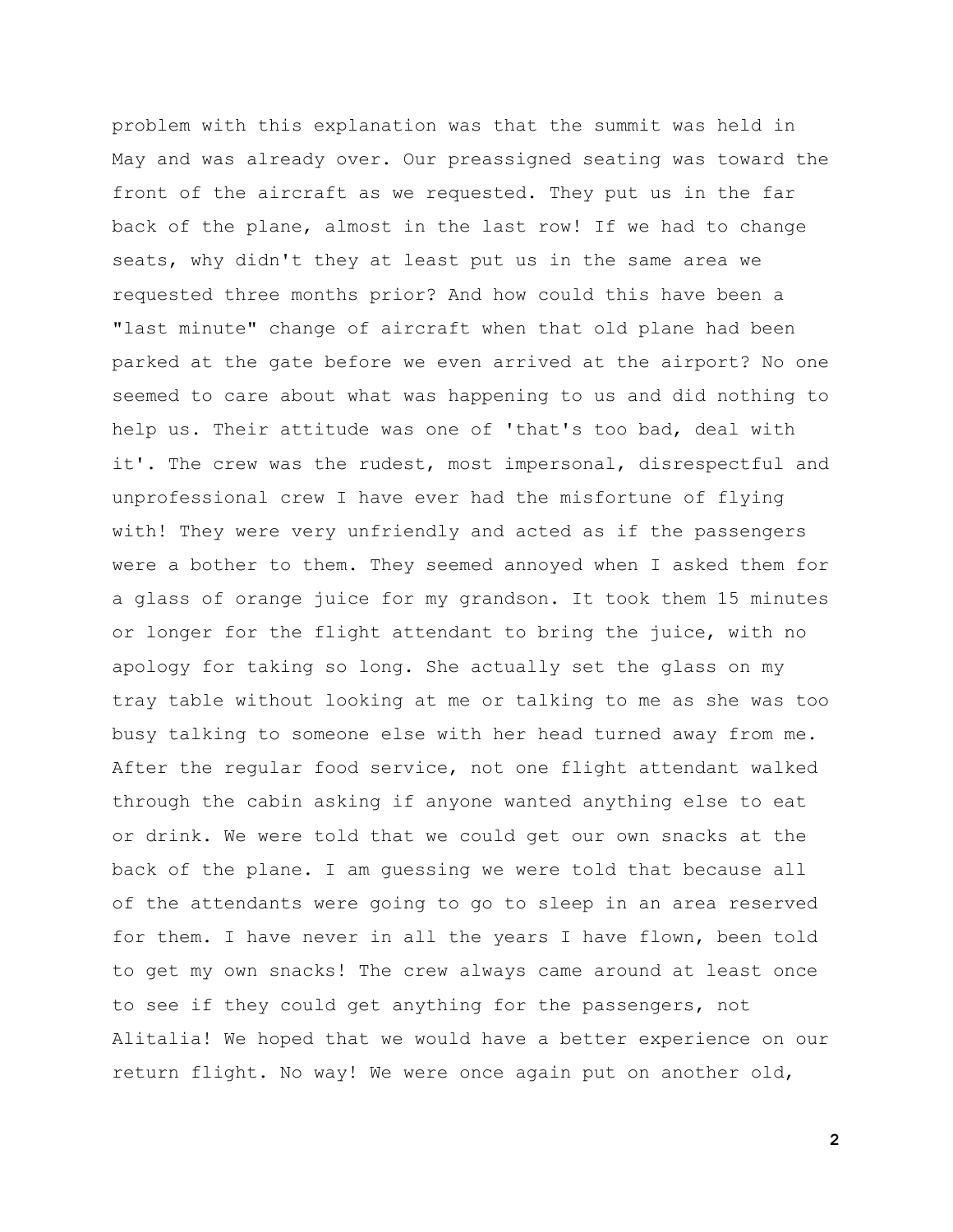problem with this explanation was that the summit was held in May and was already over. Our preassigned seating was toward the front of the aircraft as we requested. They put us in the far back of the plane, almost in the last row! If we had to change seats, why didn't they at least put us in the same area we requested three months prior? And how could this have been a "last minute" change of aircraft when that old plane had been parked at the gate before we even arrived at the airport? No one seemed to care about what was happening to us and did nothing to help us. Their attitude was one of 'that's too bad, deal with it'. The crew was the rudest, most impersonal, disrespectful and unprofessional crew I have ever had the misfortune of flying with! They were very unfriendly and acted as if the passengers were a bother to them. They seemed annoyed when I asked them for a glass of orange juice for my grandson. It took them 15 minutes or longer for the flight attendant to bring the juice, with no apology for taking so long. She actually set the glass on my tray table without looking at me or talking to me as she was too busy talking to someone else with her head turned away from me. After the regular food service, not one flight attendant walked through the cabin asking if anyone wanted anything else to eat or drink. We were told that we could get our own snacks at the back of the plane. I am guessing we were told that because all of the attendants were going to go to sleep in an area reserved for them. I have never in all the years I have flown, been told to get my own snacks! The crew always came around at least once to see if they could get anything for the passengers, not Alitalia! We hoped that we would have a better experience on our return flight. No way! We were once again put on another old,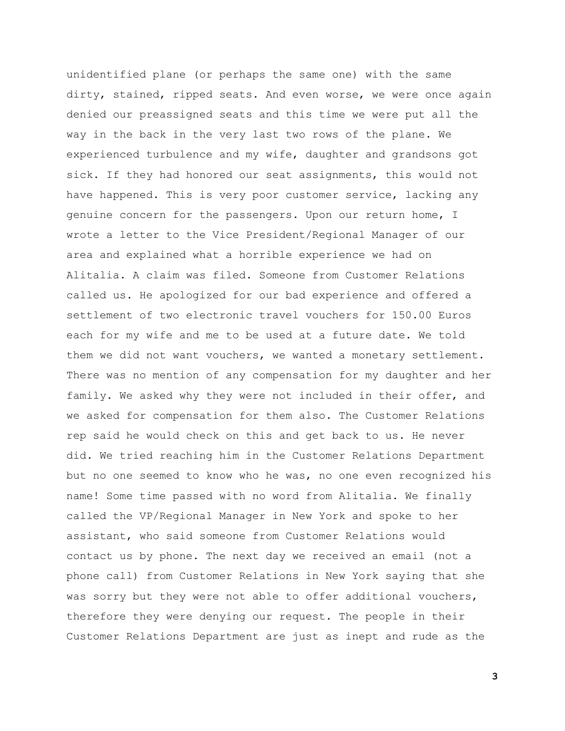unidentified plane (or perhaps the same one) with the same dirty, stained, ripped seats. And even worse, we were once again denied our preassigned seats and this time we were put all the way in the back in the very last two rows of the plane. We experienced turbulence and my wife, daughter and grandsons got sick. If they had honored our seat assignments, this would not have happened. This is very poor customer service, lacking any genuine concern for the passengers. Upon our return home, I wrote a letter to the Vice President/Regional Manager of our area and explained what a horrible experience we had on Alitalia. A claim was filed. Someone from Customer Relations called us. He apologized for our bad experience and offered a settlement of two electronic travel vouchers for 150.00 Euros each for my wife and me to be used at a future date. We told them we did not want vouchers, we wanted a monetary settlement. There was no mention of any compensation for my daughter and her family. We asked why they were not included in their offer, and we asked for compensation for them also. The Customer Relations rep said he would check on this and get back to us. He never did. We tried reaching him in the Customer Relations Department but no one seemed to know who he was, no one even recognized his name! Some time passed with no word from Alitalia. We finally called the VP/Regional Manager in New York and spoke to her assistant, who said someone from Customer Relations would contact us by phone. The next day we received an email (not a phone call) from Customer Relations in New York saying that she was sorry but they were not able to offer additional vouchers, therefore they were denying our request. The people in their Customer Relations Department are just as inept and rude as the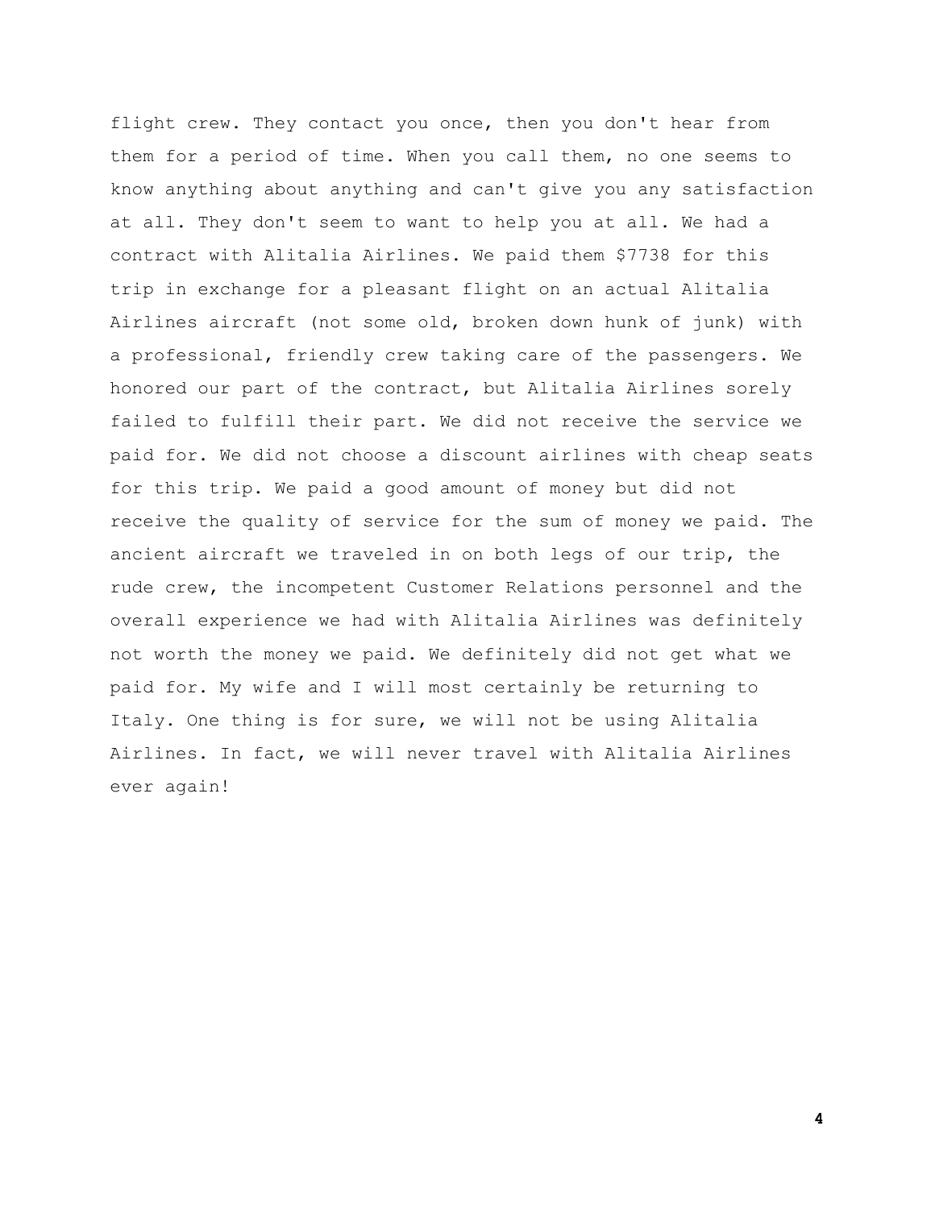flight crew. They contact you once, then you don't hear from them for a period of time. When you call them, no one seems to know anything about anything and can't give you any satisfaction at all. They don't seem to want to help you at all. We had a contract with Alitalia Airlines. We paid them $7738 for this trip in exchange for a pleasant flight on an actual Alitalia Airlines aircraft (not some old, broken down hunk of junk) with a professional, friendly crew taking care of the passengers. We honored our part of the contract, but Alitalia Airlines sorely failed to fulfill their part. We did not receive the service we paid for. We did not choose a discount airlines with cheap seats for this trip. We paid a good amount of money but did not receive the quality of service for the sum of money we paid. The ancient aircraft we traveled in on both legs of our trip, the rude crew, the incompetent Customer Relations personnel and the overall experience we had with Alitalia Airlines was definitely not worth the money we paid. We definitely did not get what we paid for. My wife and I will most certainly be returning to Italy. One thing is for sure, we will not be using Alitalia Airlines. In fact, we will never travel with Alitalia Airlines ever again!